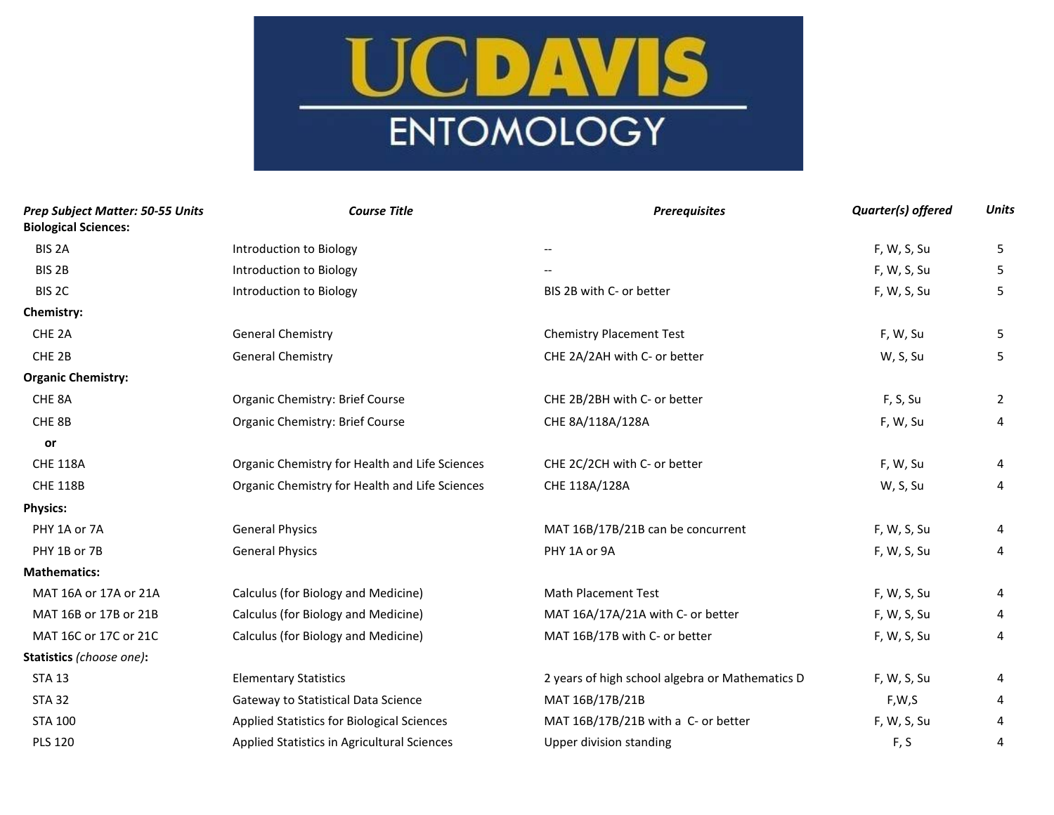# UC DAVIS ENTOMOLOGY

| *Prep Subject Matter: 50-55 Units* | *Course Title* | *Prerequisites* | *Quarter(s) offered* | *Units* |
|---|---|---|---|---|
| **Biological Sciences:** | | | | |
| BIS 2A | Introduction to Biology | -- | F, W, S, Su | 5 |
| BIS 2B | Introduction to Biology | -- | F, W, S, Su | 5 |
| BIS 2C | Introduction to Biology | BIS 2B with C- or better | F, W, S, Su | 5 |
| **Chemistry:** | | | | |
| CHE 2A | General Chemistry | Chemistry Placement Test | F, W, Su | 5 |
| CHE 2B | General Chemistry | CHE 2A/2AH with C- or better | W, S, Su | 5 |
| **Organic Chemistry:** | | | | |
| CHE 8A | Organic Chemistry: Brief Course | CHE 2B/2BH with C- or better | F, S, Su | 2 |
| CHE 8B | Organic Chemistry: Brief Course | CHE 8A/118A/128A | F, W, Su | 4 |
| **or** | | | | |
| CHE 118A | Organic Chemistry for Health and Life Sciences | CHE 2C/2CH with C- or better | F, W, Su | 4 |
| CHE 118B | Organic Chemistry for Health and Life Sciences | CHE 118A/128A | W, S, Su | 4 |
| **Physics:** | | | | |
| PHY 1A or 7A | General Physics | MAT 16B/17B/21B can be concurrent | F, W, S, Su | 4 |
| PHY 1B or 7B | General Physics | PHY 1A or 9A | F, W, S, Su | 4 |
| **Mathematics:** | | | | |
| MAT 16A or 17A or 21A | Calculus (for Biology and Medicine) | Math Placement Test | F, W, S, Su | 4 |
| MAT 16B or 17B or 21B | Calculus (for Biology and Medicine) | MAT 16A/17A/21A with C- or better | F, W, S, Su | 4 |
| MAT 16C or 17C or 21C | Calculus (for Biology and Medicine) | MAT 16B/17B with C- or better | F, W, S, Su | 4 |
| **Statistics** *(choose one)***:** | | | | |
| STA 13 | Elementary Statistics | 2 years of high school algebra or Mathematics D | F, W, S, Su | 4 |
| STA 32 | Gateway to Statistical Data Science | MAT 16B/17B/21B | F,W,S | 4 |
| STA 100 | Applied Statistics for Biological Sciences | MAT 16B/17B/21B with a C- or better | F, W, S, Su | 4 |
| PLS 120 | Applied Statistics in Agricultural Sciences | Upper division standing | F, S | 4 |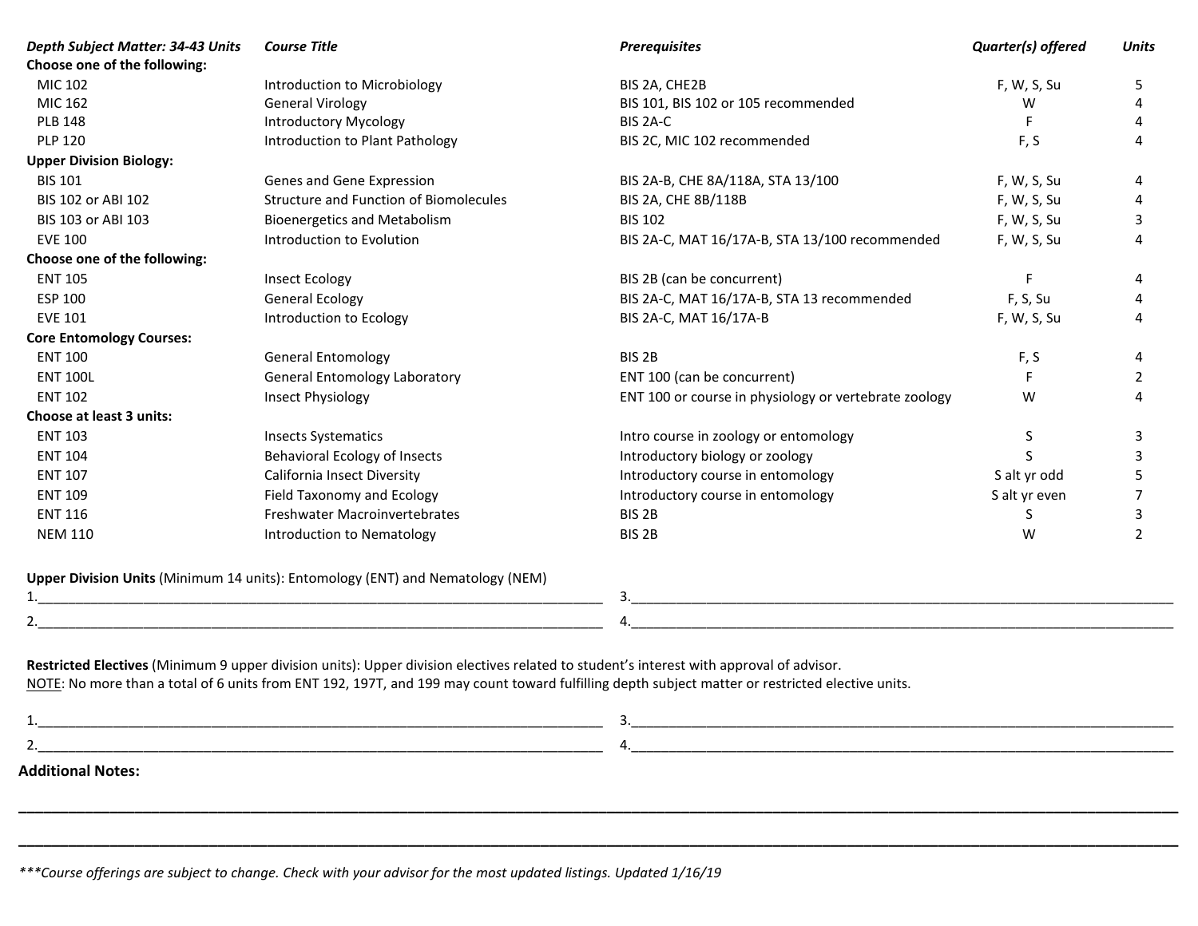| *Depth Subject Matter: 34-43 Units* | *Course Title* | *Prerequisites* | *Quarter(s) offered* | *Units* |
|---|---|---|---|---|
| **Choose one of the following:** | | | | |
| MIC 102 | Introduction to Microbiology | BIS 2A, CHE2B | F, W, S, Su | 5 |
| MIC 162 | General Virology | BIS 101, BIS 102 or 105 recommended | W | 4 |
| PLB 148 | Introductory Mycology | BIS 2A-C | F | 4 |
| PLP 120 | Introduction to Plant Pathology | BIS 2C, MIC 102 recommended | F, S | 4 |
| **Upper Division Biology:** | | | | |
| BIS 101 | Genes and Gene Expression | BIS 2A-B, CHE 8A/118A, STA 13/100 | F, W, S, Su | 4 |
| BIS 102 or ABI 102 | Structure and Function of Biomolecules | BIS 2A, CHE 8B/118B | F, W, S, Su | 4 |
| BIS 103 or ABI 103 | Bioenergetics and Metabolism | BIS 102 | F, W, S, Su | 3 |
| EVE 100 | Introduction to Evolution | BIS 2A-C, MAT 16/17A-B, STA 13/100 recommended | F, W, S, Su | 4 |
| **Choose one of the following:** | | | | |
| ENT 105 | Insect Ecology | BIS 2B (can be concurrent) | F | 4 |
| ESP 100 | General Ecology | BIS 2A-C, MAT 16/17A-B, STA 13 recommended | F, S, Su | 4 |
| EVE 101 | Introduction to Ecology | BIS 2A-C, MAT 16/17A-B | F, W, S, Su | 4 |
| **Core Entomology Courses:** | | | | |
| ENT 100 | General Entomology | BIS 2B | F, S | 4 |
| ENT 100L | General Entomology Laboratory | ENT 100 (can be concurrent) | F | 2 |
| ENT 102 | Insect Physiology | ENT 100 or course in physiology or vertebrate zoology | W | 4 |
| **Choose at least 3 units:** | | | | |
| ENT 103 | Insects Systematics | Intro course in zoology or entomology | S | 3 |
| ENT 104 | Behavioral Ecology of Insects | Introductory biology or zoology | S | 3 |
| ENT 107 | California Insect Diversity | Introductory course in entomology | S alt yr odd | 5 |
| ENT 109 | Field Taxonomy and Ecology | Introductory course in entomology | S alt yr even | 7 |
| ENT 116 | Freshwater Macroinvertebrates | BIS 2B | S | 3 |
| NEM 110 | Introduction to Nematology | BIS 2B | W | 2 |

**Upper Division Units** (Minimum 14 units): Entomology (ENT) and Nematology (NEM)

1.______________________________ 3.______________________________

2.______________________________ 4.______________________________

**Restricted Electives** (Minimum 9 upper division units): Upper division electives related to student's interest with approval of advisor.
NOTE: No more than a total of 6 units from ENT 192, 197T, and 199 may count toward fulfilling depth subject matter or restricted elective units.

1.______________________________ 3.______________________________

2.______________________________ 4.______________________________

**Additional Notes:**

______________________________________________________________________

______________________________________________________________________

****Course offerings are subject to change. Check with your advisor for the most updated listings. Updated 1/16/19*